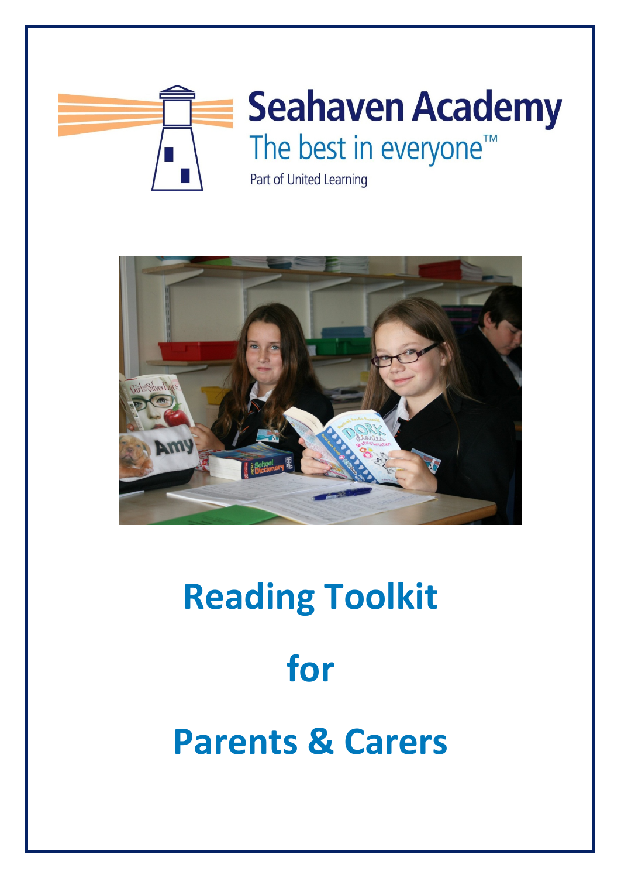Seahaven Academy

The best in everyone™

Part of United Learning

# Reading Toolkit

# for

# Parents & Carers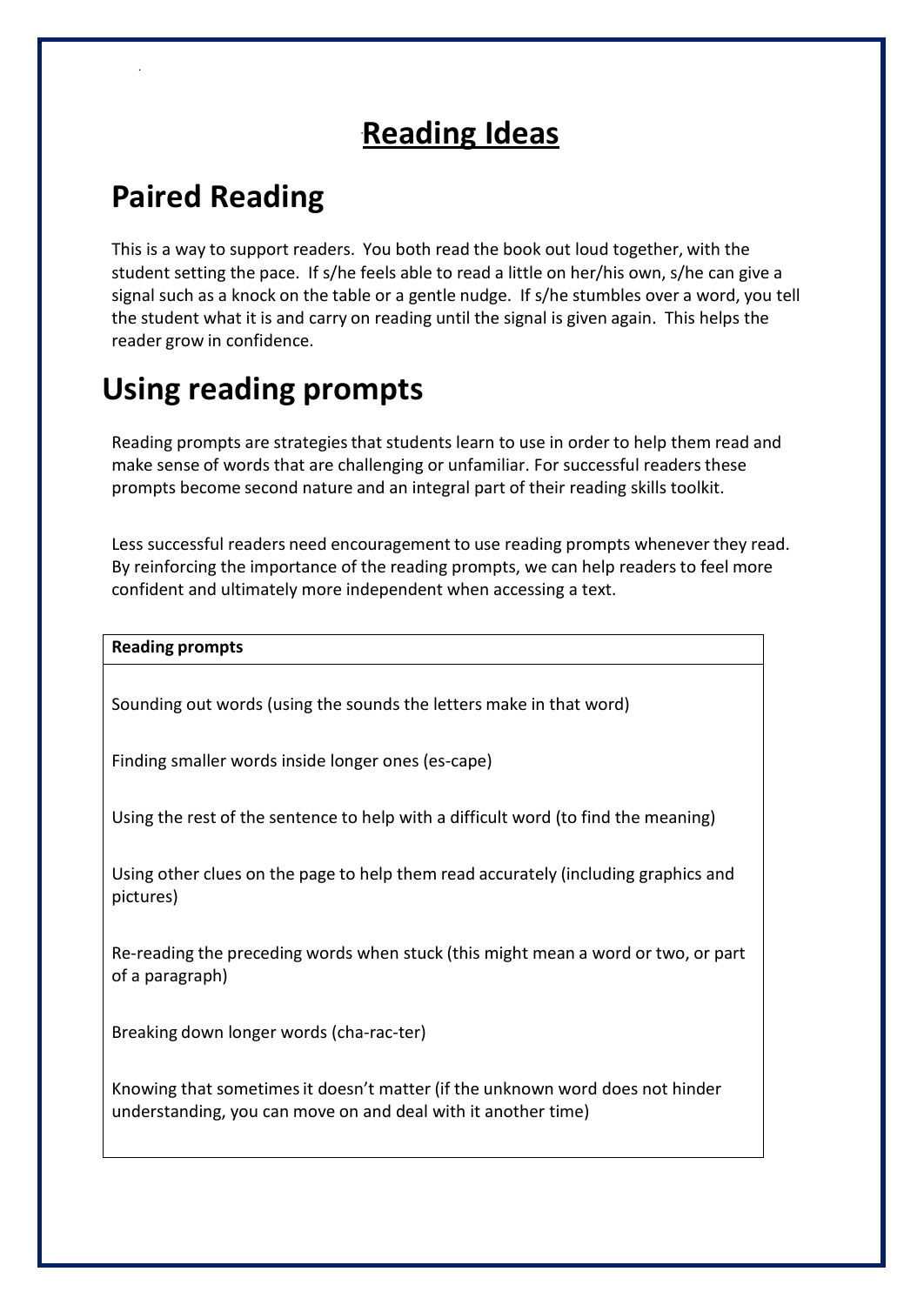# Reading Ideas

## Paired Reading

This is a way to support readers. You both read the book out loud together, with the student setting the pace. If s/he feels able to read a little on her/his own, s/he can give a signal such as a knock on the table or a gentle nudge. If s/he stumbles over a word, you tell the student what it is and carry on reading until the signal is given again. This helps the reader grow in confidence.

## Using reading prompts

Reading prompts are strategies that students learn to use in order to help them read and make sense of words that are challenging or unfamiliar. For successful readers these prompts become second nature and an integral part of their reading skills toolkit.

Less successful readers need encouragement to use reading prompts whenever they read. By reinforcing the importance of the reading prompts, we can help readers to feel more confident and ultimately more independent when accessing a text.

| **Reading prompts** |
| --- |
| Sounding out words (using the sounds the letters make in that word)<br><br>Finding smaller words inside longer ones (es-cape)<br><br>Using the rest of the sentence to help with a difficult word (to find the meaning)<br><br>Using other clues on the page to help them read accurately (including graphics and pictures)<br><br>Re-reading the preceding words when stuck (this might mean a word or two, or part of a paragraph)<br><br>Breaking down longer words (cha-rac-ter)<br><br>Knowing that sometimes it doesn't matter (if the unknown word does not hinder understanding, you can move on and deal with it another time) |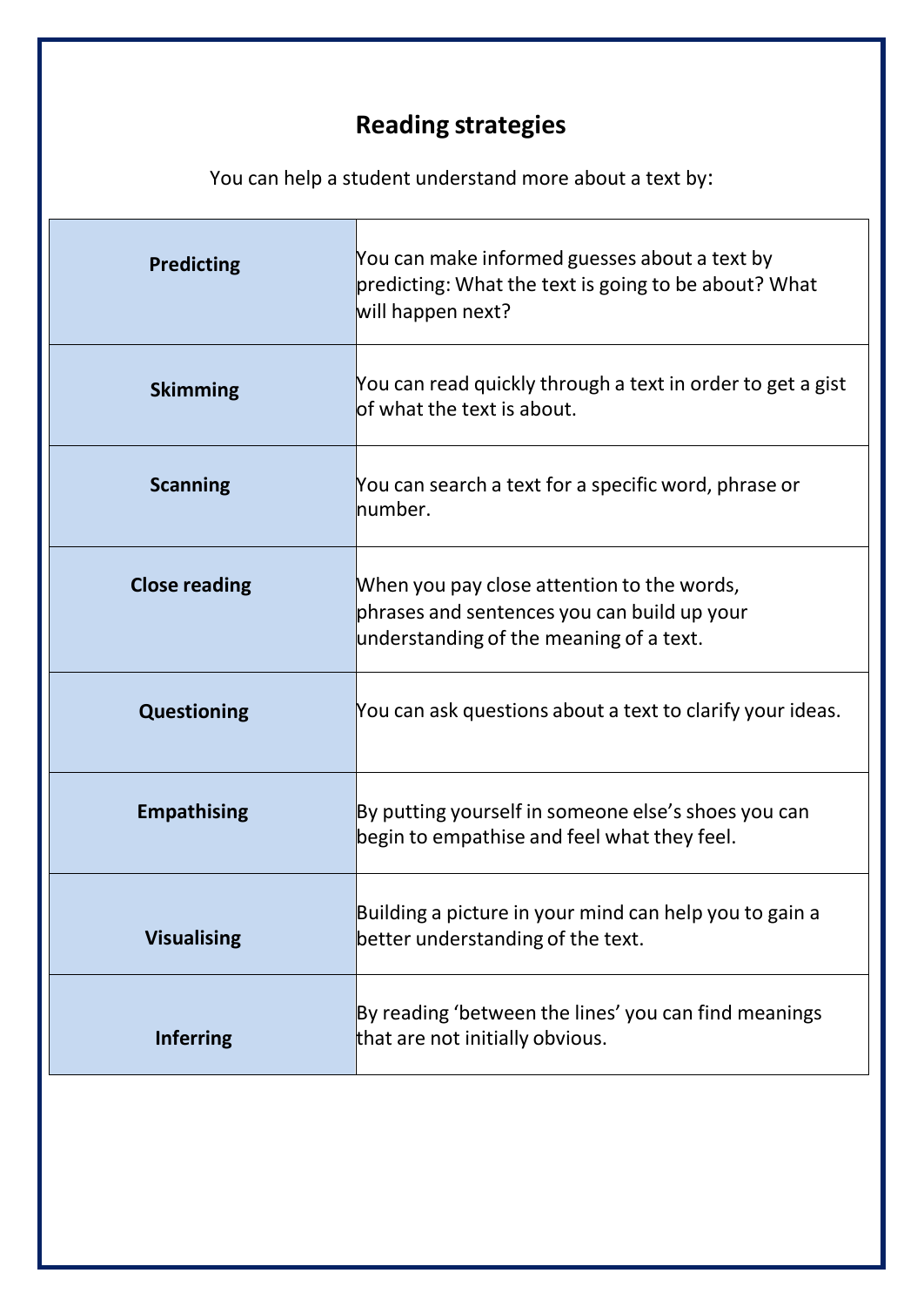## Reading strategies

You can help a student understand more about a text by:

| | |
|---|---|
| **Predicting** | You can make informed guesses about a text by predicting: What the text is going to be about? What will happen next? |
| **Skimming** | You can read quickly through a text in order to get a gist of what the text is about. |
| **Scanning** | You can search a text for a specific word, phrase or number. |
| **Close reading** | When you pay close attention to the words, phrases and sentences you can build up your understanding of the meaning of a text. |
| **Questioning** | You can ask questions about a text to clarify your ideas. |
| **Empathising** | By putting yourself in someone else's shoes you can begin to empathise and feel what they feel. |
| **Visualising** | Building a picture in your mind can help you to gain a better understanding of the text. |
| **Inferring** | By reading 'between the lines' you can find meanings that are not initially obvious. |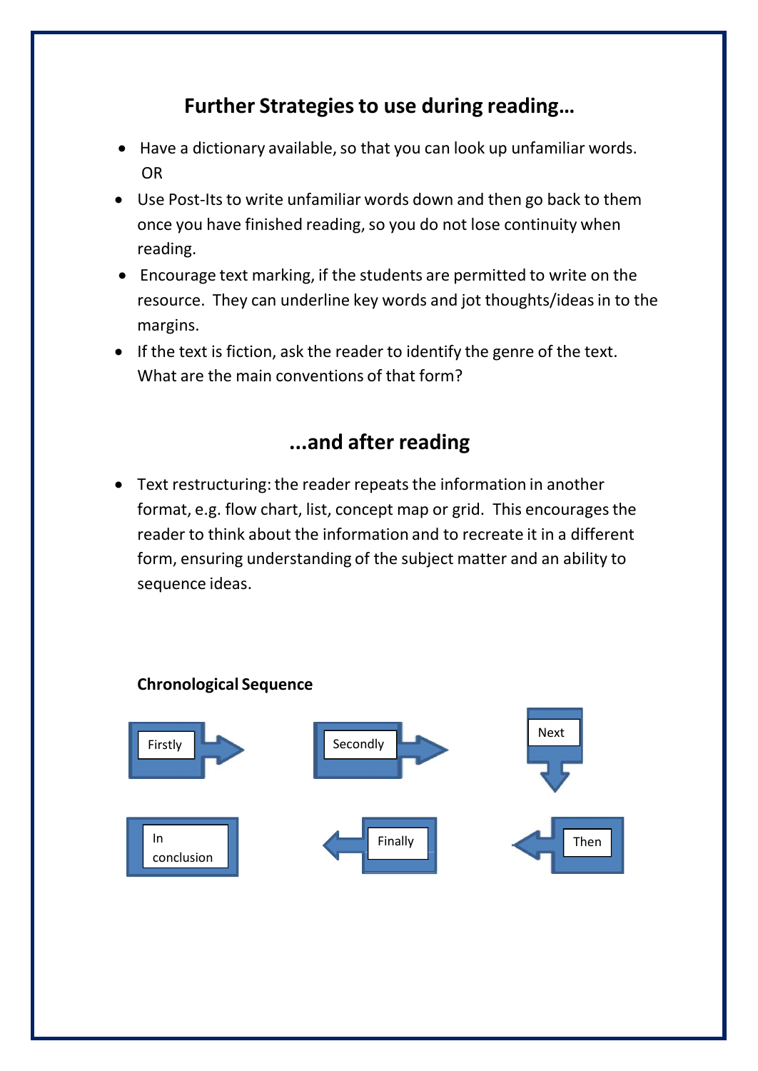## Further Strategies to use during reading…

- Have a dictionary available, so that you can look up unfamiliar words.
  OR
- Use Post-Its to write unfamiliar words down and then go back to them once you have finished reading, so you do not lose continuity when reading.
- Encourage text marking, if the students are permitted to write on the resource. They can underline key words and jot thoughts/ideas in to the margins.
- If the text is fiction, ask the reader to identify the genre of the text. What are the main conventions of that form?

## ...and after reading

- Text restructuring: the reader repeats the information in another format, e.g. flow chart, list, concept map or grid. This encourages the reader to think about the information and to recreate it in a different form, ensuring understanding of the subject matter and an ability to sequence ideas.

**Chronological Sequence**

Firstly → Secondly → Next ↓ Then ← Finally ← In conclusion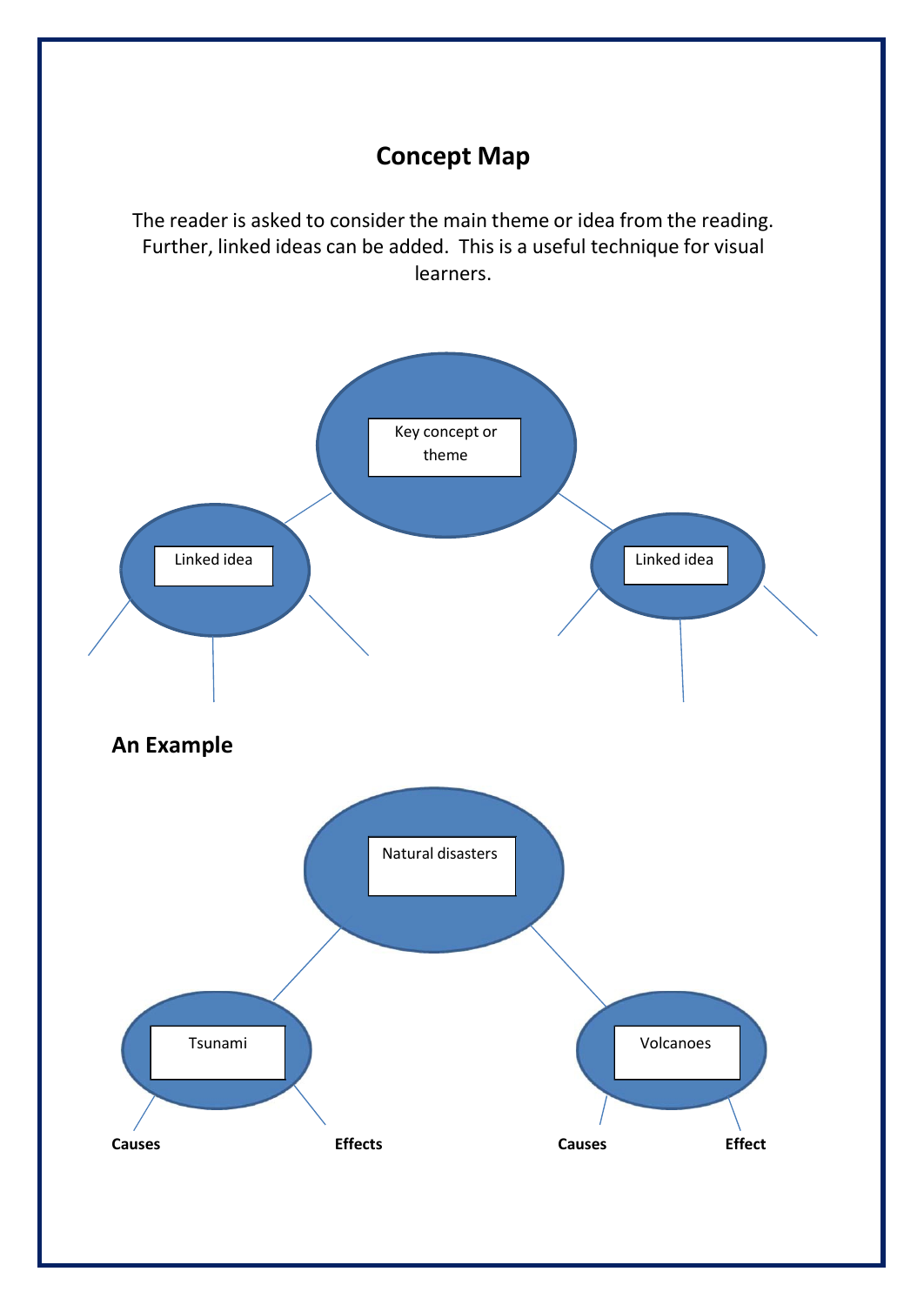## Concept Map

The reader is asked to consider the main theme or idea from the reading. Further, linked ideas can be added. This is a useful technique for visual learners.

Key concept or theme

Linked idea

Linked idea

### An Example

Natural disasters

Tsunami

Volcanoes

**Causes**

**Effects**

**Causes**

**Effect**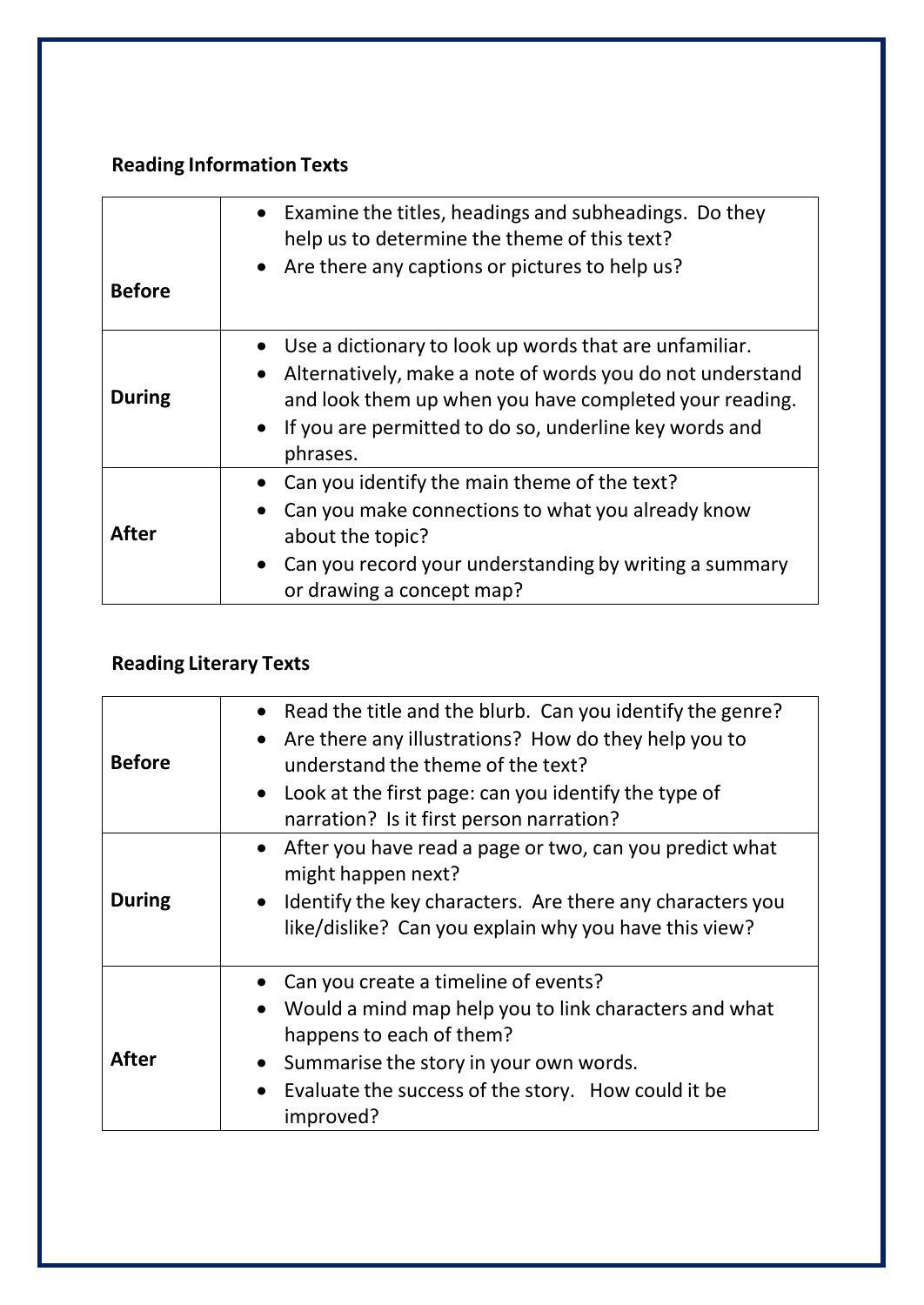**Reading Information Texts**

| | |
|---|---|
| **Before** | • Examine the titles, headings and subheadings. Do they help us to determine the theme of this text?<br>• Are there any captions or pictures to help us? |
| **During** | • Use a dictionary to look up words that are unfamiliar.<br>• Alternatively, make a note of words you do not understand and look them up when you have completed your reading.<br>• If you are permitted to do so, underline key words and phrases. |
| **After** | • Can you identify the main theme of the text?<br>• Can you make connections to what you already know about the topic?<br>• Can you record your understanding by writing a summary or drawing a concept map? |

**Reading Literary Texts**

| | |
|---|---|
| **Before** | • Read the title and the blurb. Can you identify the genre?<br>• Are there any illustrations? How do they help you to understand the theme of the text?<br>• Look at the first page: can you identify the type of narration? Is it first person narration? |
| **During** | • After you have read a page or two, can you predict what might happen next?<br>• Identify the key characters. Are there any characters you like/dislike? Can you explain why you have this view? |
| **After** | • Can you create a timeline of events?<br>• Would a mind map help you to link characters and what happens to each of them?<br>• Summarise the story in your own words.<br>• Evaluate the success of the story. How could it be improved? |